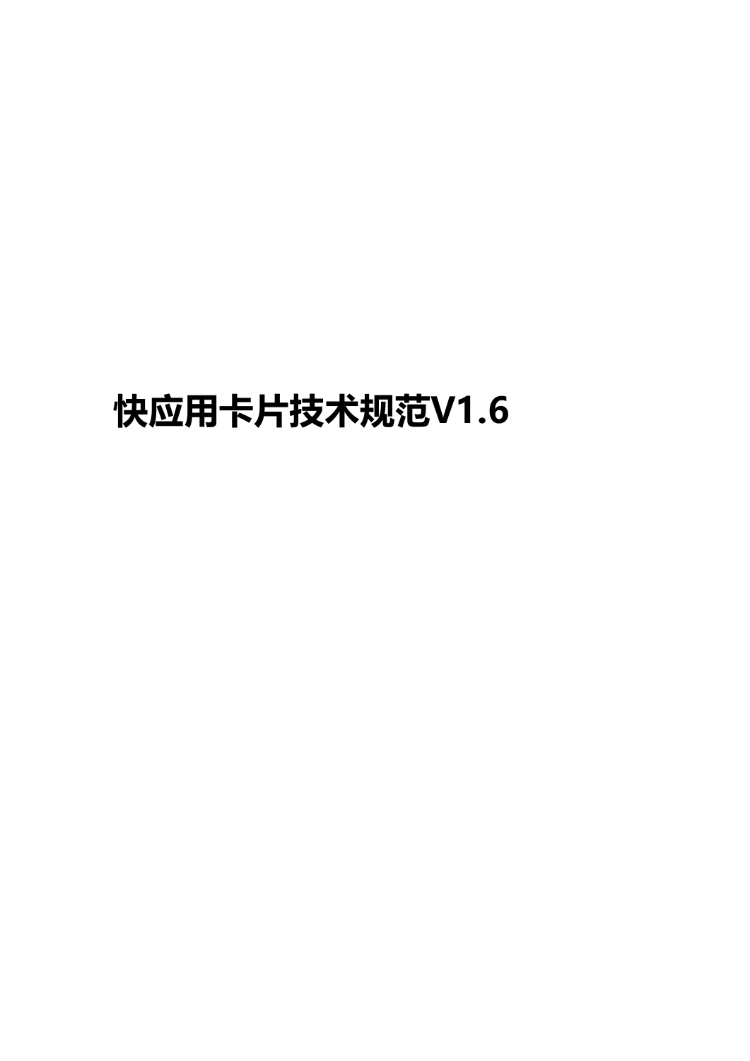# 快应用卡片技术规范V1.6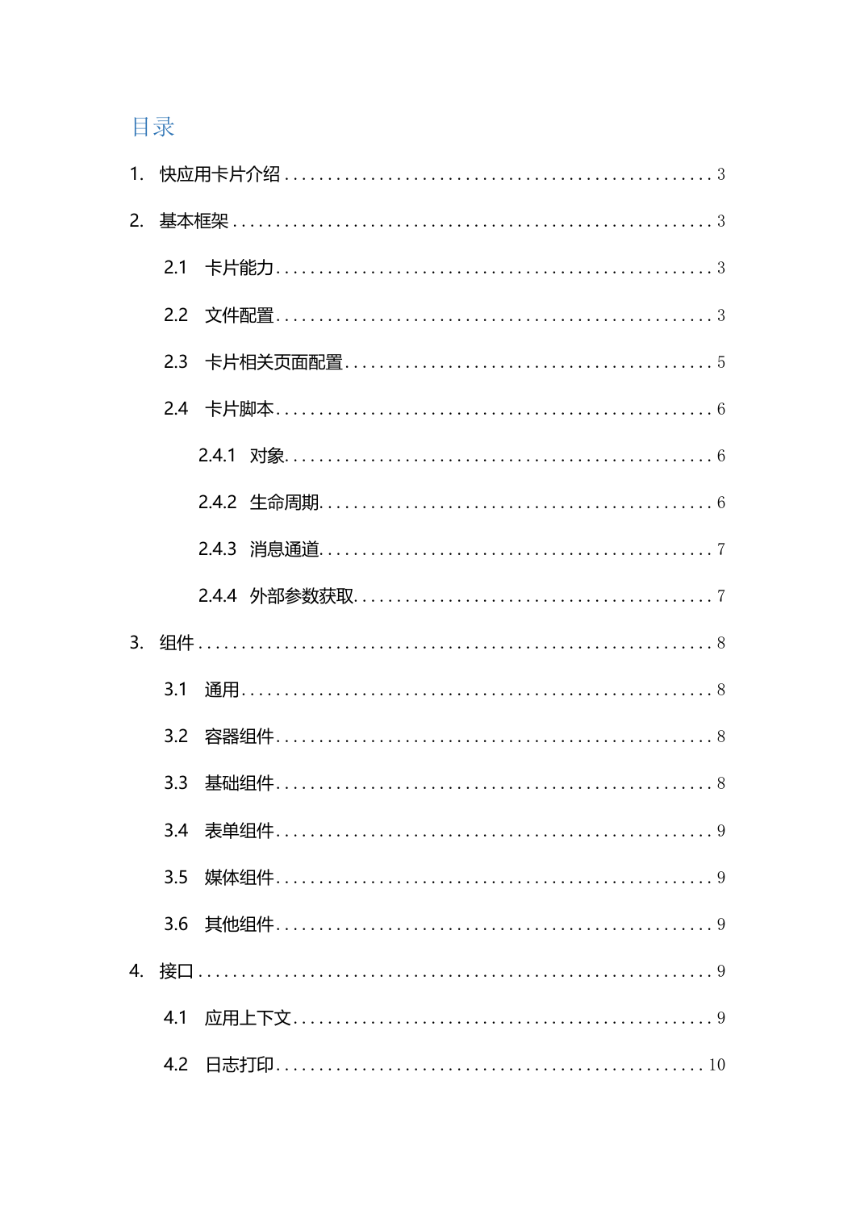# 目录

1. 快应用卡片介绍 ........ 3
2. 基本框架 ........ 3
    - 2.1 卡片能力 ........ 3
    - 2.2 文件配置 ........ 3
    - 2.3 卡片相关页面配置 ........ 5
    - 2.4 卡片脚本 ........ 6
        - 2.4.1 对象 ........ 6
        - 2.4.2 生命周期 ........ 6
        - 2.4.3 消息通道 ........ 7
        - 2.4.4 外部参数获取 ........ 7
3. 组件 ........ 8
    - 3.1 通用 ........ 8
    - 3.2 容器组件 ........ 8
    - 3.3 基础组件 ........ 8
    - 3.4 表单组件 ........ 9
    - 3.5 媒体组件 ........ 9
    - 3.6 其他组件 ........ 9
4. 接口 ........ 9
    - 4.1 应用上下文 ........ 9
    - 4.2 日志打印 ........ 10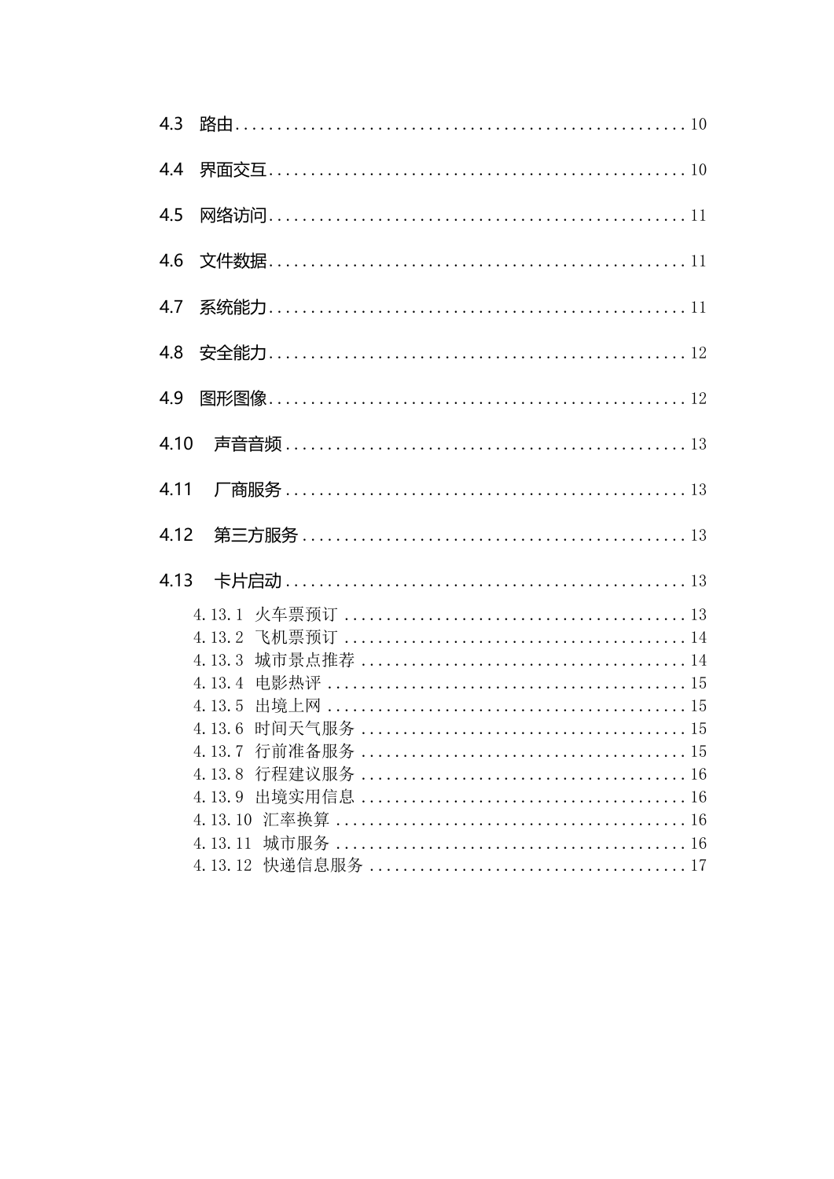4.3 路由 ........................................................ 10

4.4 界面交互 ........................................................ 10

4.5 网络访问 ........................................................ 11

4.6 文件数据 ........................................................ 11

4.7 系统能力 ........................................................ 11

4.8 安全能力 ........................................................ 12

4.9 图形图像 ........................................................ 12

4.10 声音音频 ........................................................ 13

4.11 厂商服务 ........................................................ 13

4.12 第三方服务 ........................................................ 13

4.13 卡片启动 ........................................................ 13

4.13.1 火车票预订 ........................................................ 13

4.13.2 飞机票预订 ........................................................ 14

4.13.3 城市景点推荐 ........................................................ 14

4.13.4 电影热评 ........................................................ 15

4.13.5 出境上网 ........................................................ 15

4.13.6 时间天气服务 ........................................................ 15

4.13.7 行前准备服务 ........................................................ 15

4.13.8 行程建议服务 ........................................................ 16

4.13.9 出境实用信息 ........................................................ 16

4.13.10 汇率换算 ........................................................ 16

4.13.11 城市服务 ........................................................ 16

4.13.12 快递信息服务 ........................................................ 17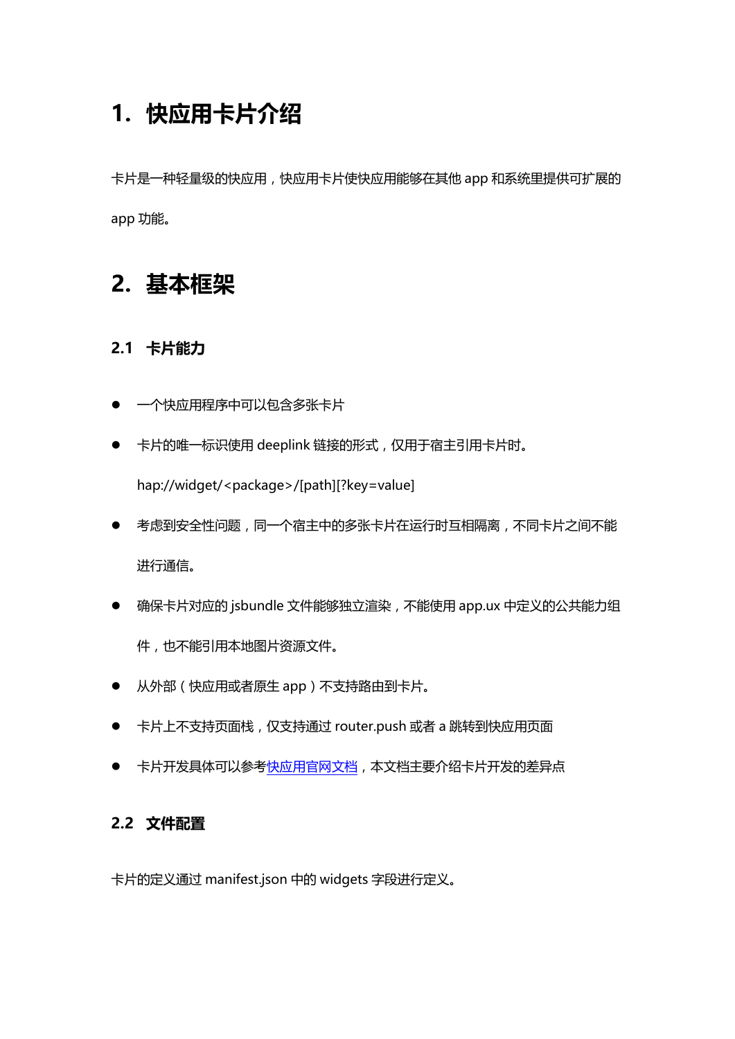# 1. 快应用卡片介绍

卡片是一种轻量级的快应用，快应用卡片使快应用能够在其他 app 和系统里提供可扩展的 app 功能。

# 2. 基本框架

## 2.1 卡片能力

- 一个快应用程序中可以包含多张卡片
- 卡片的唯一标识使用 deeplink 链接的形式，仅用于宿主引用卡片时。

  hap://widget/<package>/[path][?key=value]
- 考虑到安全性问题，同一个宿主中的多张卡片在运行时互相隔离，不同卡片之间不能进行通信。
- 确保卡片对应的 jsbundle 文件能够独立渲染，不能使用 app.ux 中定义的公共能力组件，也不能引用本地图片资源文件。
- 从外部（快应用或者原生 app）不支持路由到卡片。
- 卡片上不支持页面栈，仅支持通过 router.push 或者 a 跳转到快应用页面
- 卡片开发具体可以参考快应用官网文档，本文档主要介绍卡片开发的差异点

## 2.2 文件配置

卡片的定义通过 manifest.json 中的 widgets 字段进行定义。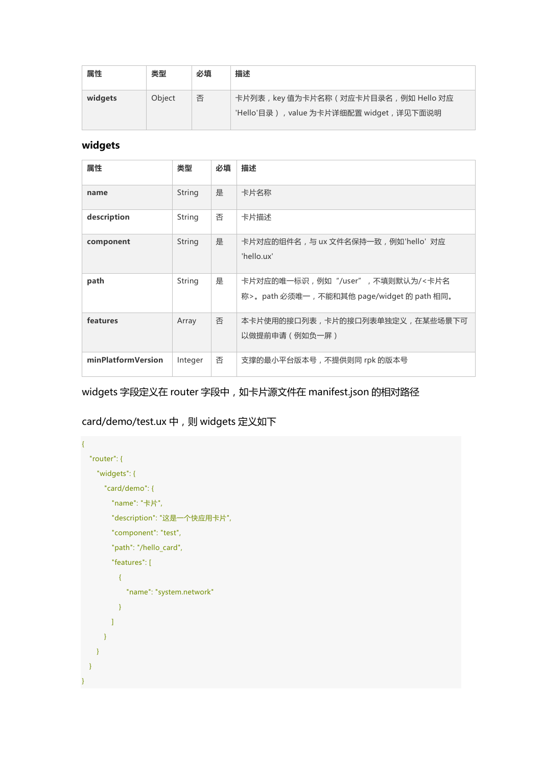| 属性 | 类型 | 必填 | 描述 |
| --- | --- | --- | --- |
| widgets | Object | 否 | 卡片列表，key 值为卡片名称（对应卡片目录名，例如 Hello 对应 'Hello'目录），value 为卡片详细配置 widget，详见下面说明 |

## widgets

| 属性 | 类型 | 必填 | 描述 |
| --- | --- | --- | --- |
| name | String | 是 | 卡片名称 |
| description | String | 否 | 卡片描述 |
| component | String | 是 | 卡片对应的组件名，与 ux 文件名保持一致，例如'hello' 对应 'hello.ux' |
| path | String | 是 | 卡片对应的唯一标识，例如"/user"，不填则默认为/<卡片名称>。path 必须唯一，不能和其他 page/widget 的 path 相同。 |
| features | Array | 否 | 本卡片使用的接口列表，卡片的接口列表单独定义，在某些场景下可以做提前申请（例如负一屏） |
| minPlatformVersion | Integer | 否 | 支撑的最小平台版本号，不提供则同 rpk 的版本号 |

widgets 字段定义在 router 字段中，如卡片源文件在 manifest.json 的相对路径 card/demo/test.ux 中，则 widgets 定义如下

```
{
  "router": {
    "widgets": {
      "card/demo": {
        "name": "卡片",
        "description": "这是一个快应用卡片",
        "component": "test",
        "path": "/hello_card",
        "features": [
          {
            "name": "system.network"
          }
        ]
      }
    }
  }
}
```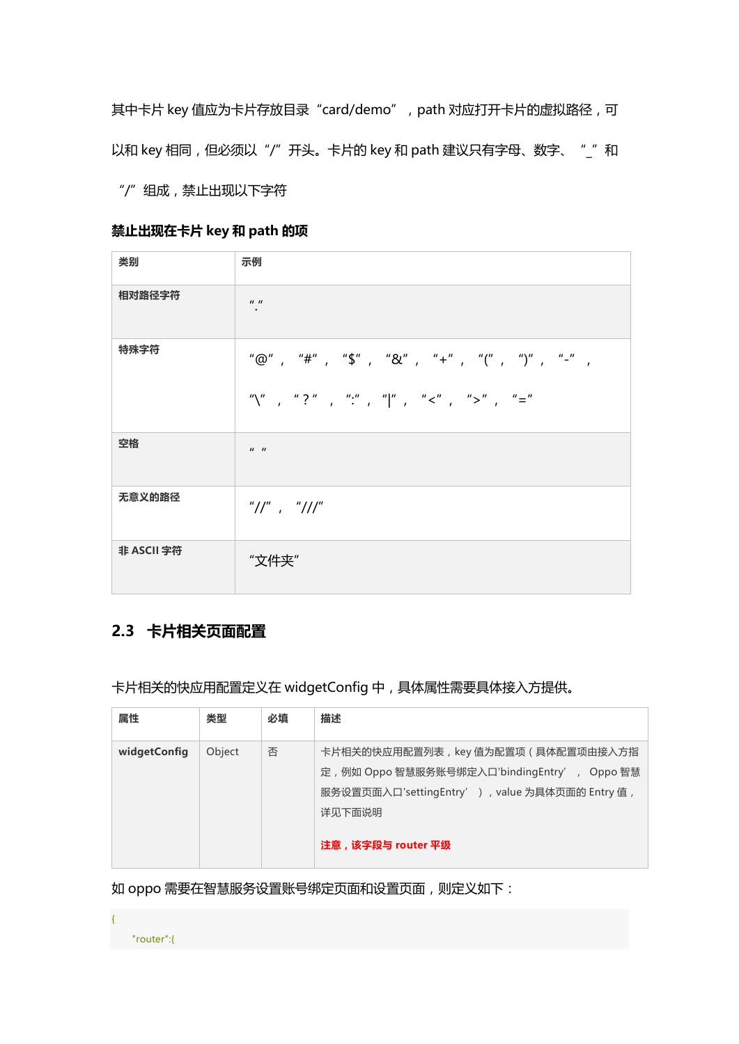其中卡片 key 值应为卡片存放目录“card/demo”，path 对应打开卡片的虚拟路径，可以和 key 相同，但必须以“/”开头。卡片的 key 和 path 建议只有字母、数字、“_”和“/”组成，禁止出现以下字符

**禁止出现在卡片 key 和 path 的项**

| 类别 | 示例 |
| --- | --- |
| **相对路径字符** | “.” |
| **特殊字符** | “@”，“#”，“$”，“&”，“+”，“(”，“)”，“-”，“\”，“?”，“:”，“\|”，“<”，“>”，“=” |
| **空格** | “ ” |
| **无意义的路径** | “//”，“///” |
| **非 ASCII 字符** | “文件夹” |

## 2.3 卡片相关页面配置

卡片相关的快应用配置定义在 widgetConfig 中，具体属性需要具体接入方提供。

| 属性 | 类型 | 必填 | 描述 |
| --- | --- | --- | --- |
| **widgetConfig** | Object | 否 | 卡片相关的快应用配置列表，key 值为配置项（具体配置项由接入方指定，例如 Oppo 智慧服务账号绑定入口'bindingEntry'，Oppo 智慧服务设置页面入口'settingEntry'），value 为具体页面的 Entry 值，详见下面说明<br><br>**注意，该字段与 router 平级** |

如 oppo 需要在智慧服务设置账号绑定页面和设置页面，则定义如下：

```
{
    "router":{
```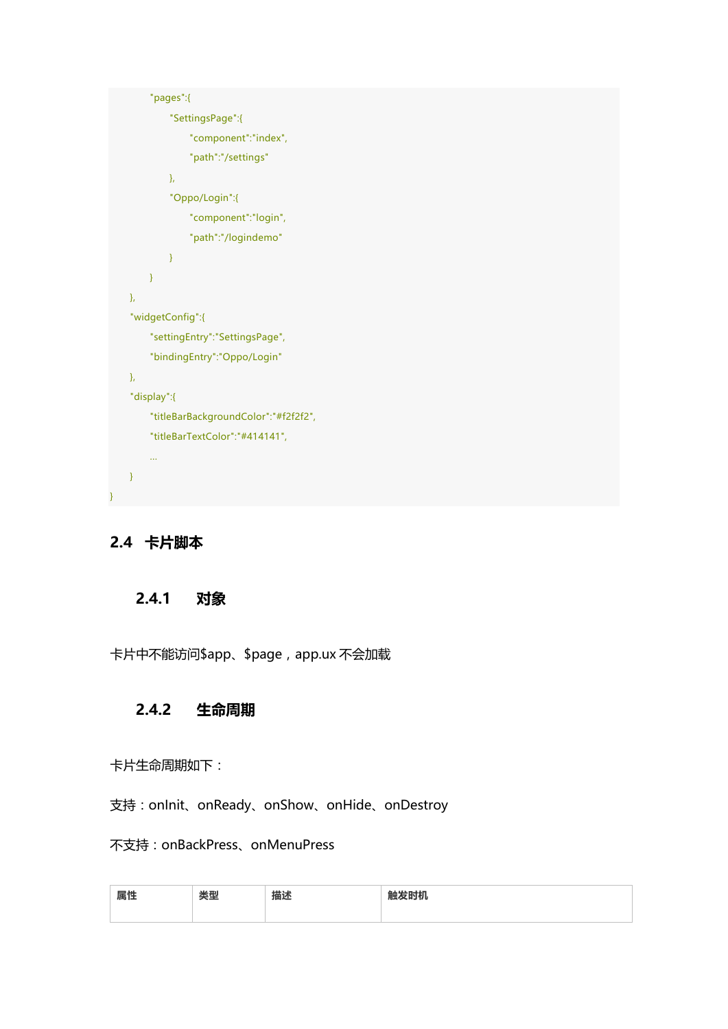```
        "pages":{
            "SettingsPage":{
                "component":"index",
                "path":"/settings"
            },
            "Oppo/Login":{
                "component":"login",
                "path":"/logindemo"
            }
        }
    },
    "widgetConfig":{
        "settingEntry":"SettingsPage",
        "bindingEntry":"Oppo/Login"
    },
    "display":{
        "titleBarBackgroundColor":"#f2f2f2",
        "titleBarTextColor":"#414141",
        ...
    }
}
```

## 2.4 卡片脚本

### 2.4.1 对象

卡片中不能访问$app、$page，app.ux 不会加载

### 2.4.2 生命周期

卡片生命周期如下：

支持：onInit、onReady、onShow、onHide、onDestroy

不支持：onBackPress、onMenuPress

| 属性 | 类型 | 描述 | 触发时机 |
| --- | --- | --- | --- |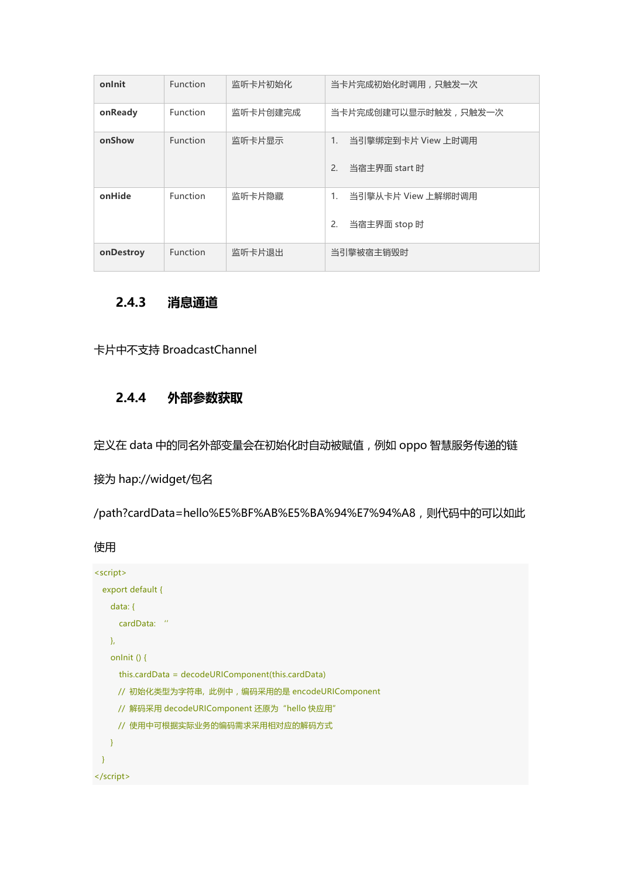| onInit | Function | 监听卡片初始化 | 当卡片完成初始化时调用，只触发一次 |
|---|---|---|---|
| onReady | Function | 监听卡片创建完成 | 当卡片完成创建可以显示时触发，只触发一次 |
| onShow | Function | 监听卡片显示 | 1. 当引擎绑定到卡片 View 上时调用<br><br>2. 当宿主界面 start 时 |
| onHide | Function | 监听卡片隐藏 | 1. 当引擎从卡片 View 上解绑时调用<br><br>2. 当宿主界面 stop 时 |
| onDestroy | Function | 监听卡片退出 | 当引擎被宿主销毁时 |

### 2.4.3 消息通道

卡片中不支持 BroadcastChannel

### 2.4.4 外部参数获取

定义在 data 中的同名外部变量会在初始化时自动被赋值，例如 oppo 智慧服务传递的链接为 hap://widget/包名/path?cardData=hello%E5%BF%AB%E5%BA%94%E7%94%A8，则代码中的可以如此使用

```
<script>
  export default {
    data: {
      cardData: ''
    },
    onInit () {
      this.cardData = decodeURIComponent(this.cardData)
      // 初始化类型为字符串，此例中，编码采用的是 encodeURIComponent
      // 解码采用 decodeURIComponent 还原为 "hello 快应用"
      // 使用中可根据实际业务的编码需求采用相对应的解码方式
    }
  }
</script>
```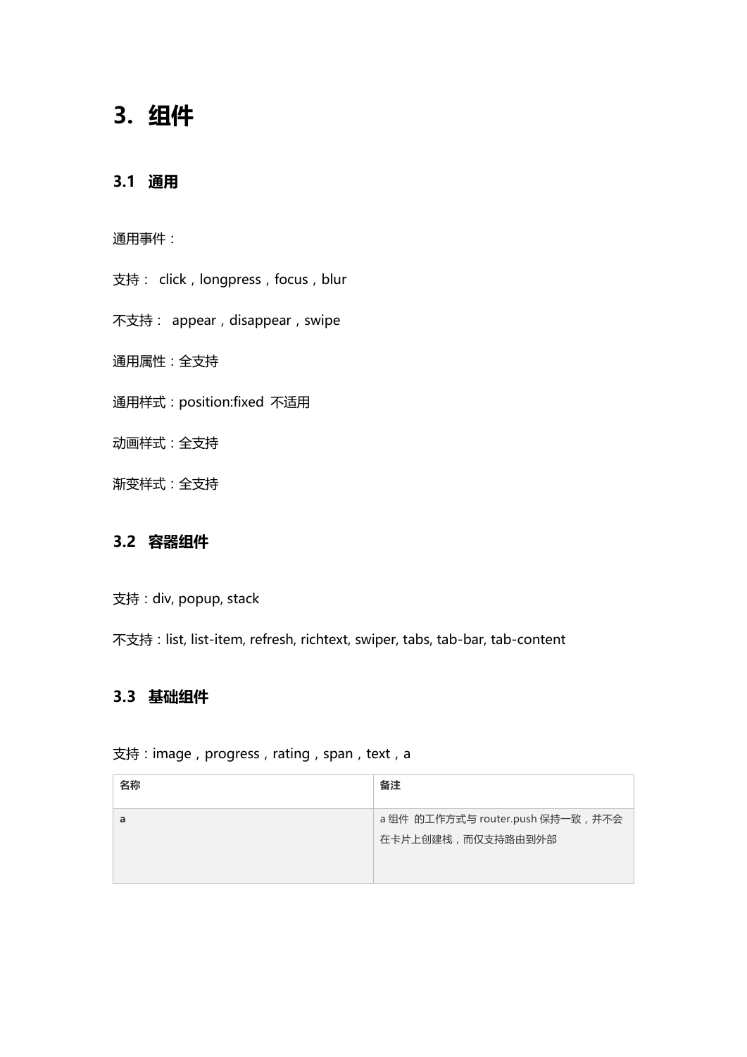# 3. 组件

## 3.1 通用

通用事件：

支持： click，longpress，focus，blur

不支持： appear，disappear，swipe

通用属性：全支持

通用样式：position:fixed 不适用

动画样式：全支持

渐变样式：全支持

## 3.2 容器组件

支持：div, popup, stack

不支持：list, list-item, refresh, richtext, swiper, tabs, tab-bar, tab-content

## 3.3 基础组件

支持：image，progress，rating，span，text，a

| 名称 | 备注 |
| --- | --- |
| a | a 组件 的工作方式与 router.push 保持一致，并不会在卡片上创建栈，而仅支持路由到外部 |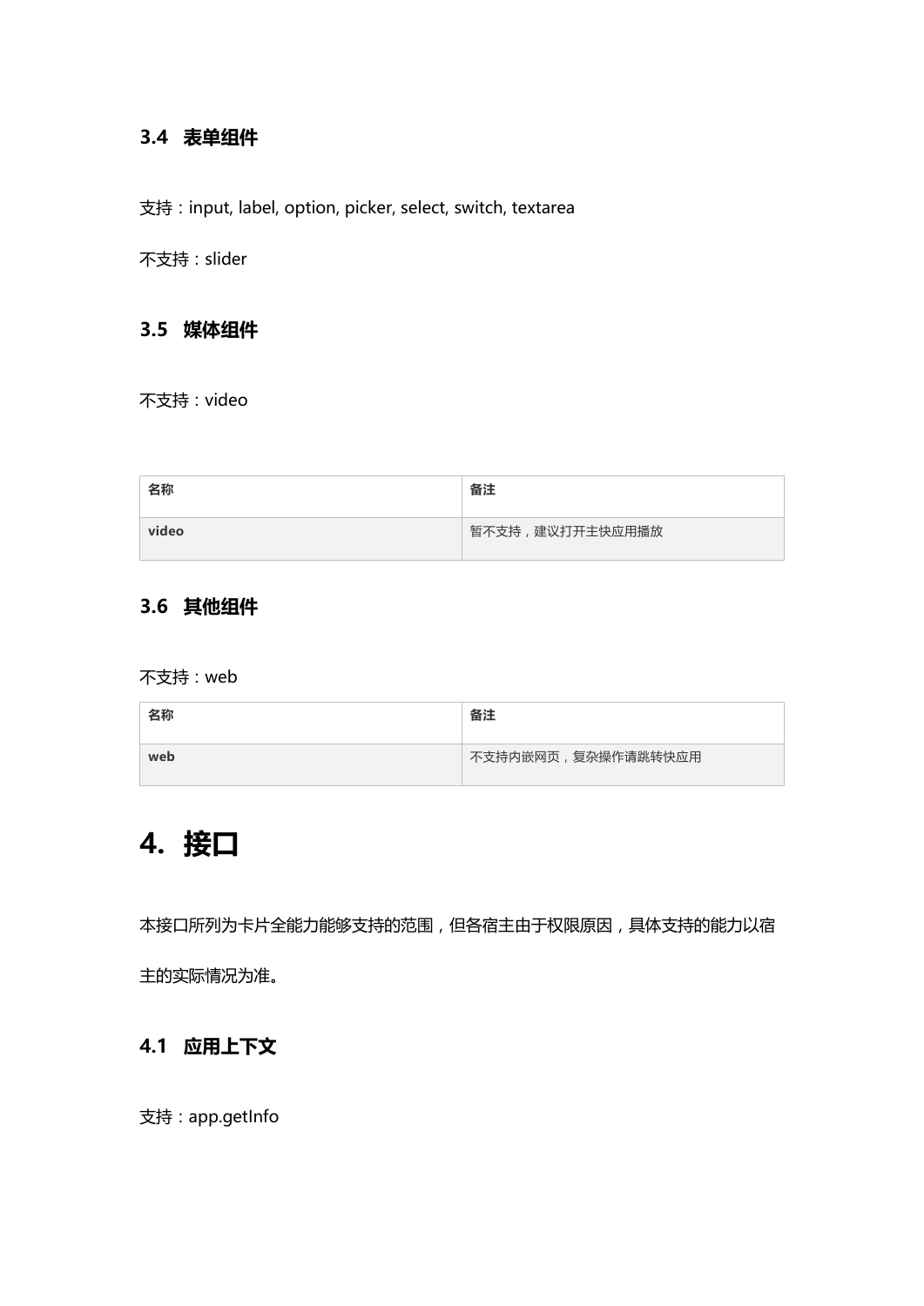### 3.4 表单组件

支持：input, label, option, picker, select, switch, textarea

不支持：slider

### 3.5 媒体组件

不支持：video

| 名称 | 备注 |
| --- | --- |
| **video** | 暂不支持，建议打开主快应用播放 |

### 3.6 其他组件

不支持：web

| 名称 | 备注 |
| --- | --- |
| **web** | 不支持内嵌网页，复杂操作请跳转快应用 |

# 4. 接口

本接口所列为卡片全能力能够支持的范围，但各宿主由于权限原因，具体支持的能力以宿主的实际情况为准。

### 4.1 应用上下文

支持：app.getInfo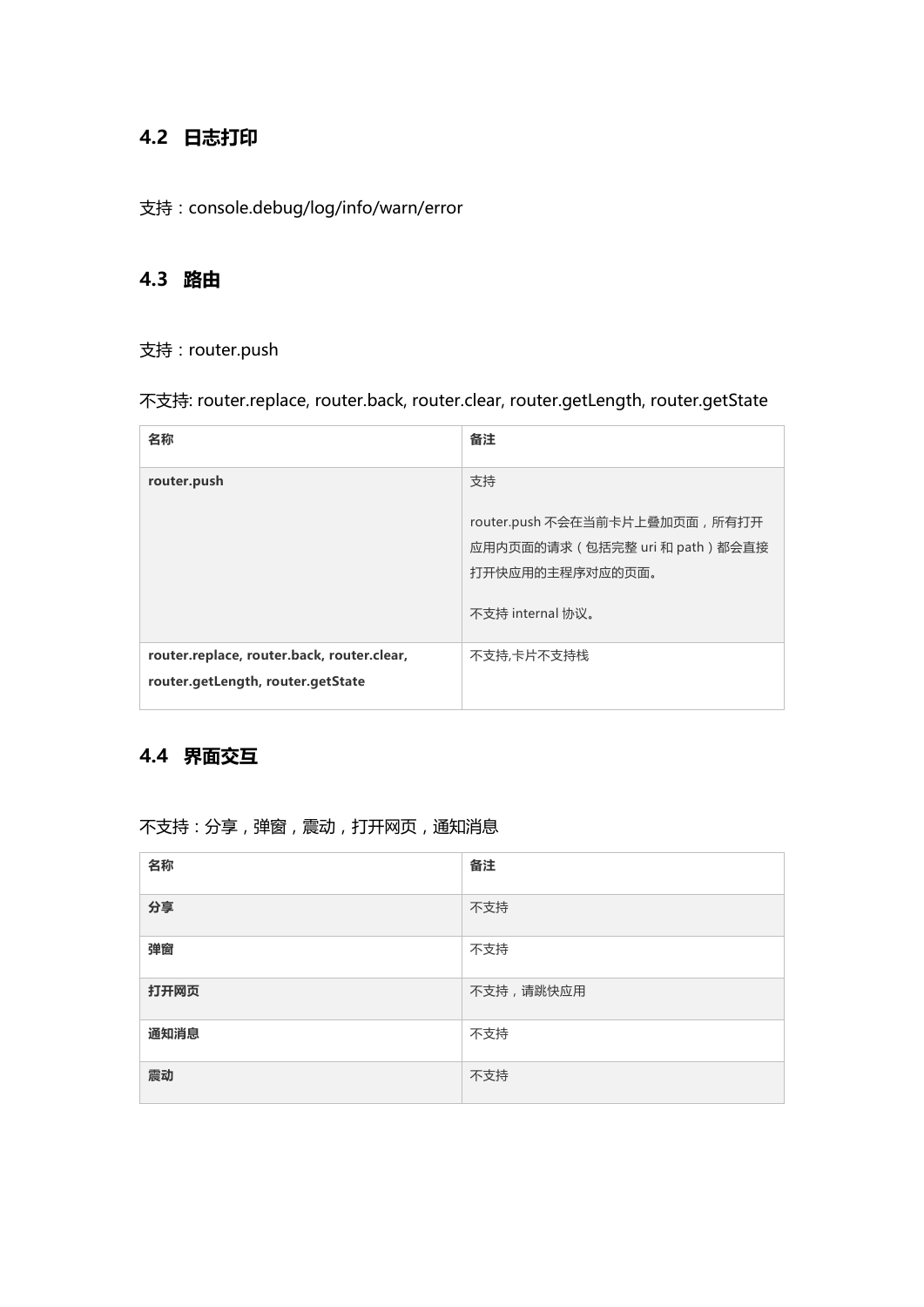## 4.2 日志打印

支持：console.debug/log/info/warn/error

## 4.3 路由

支持：router.push

不支持: router.replace, router.back, router.clear, router.getLength, router.getState

| 名称 | 备注 |
|---|---|
| **router.push** | 支持<br><br>router.push 不会在当前卡片上叠加页面，所有打开应用内页面的请求（包括完整 uri 和 path）都会直接打开快应用的主程序对应的页面。<br><br>不支持 internal 协议。 |
| **router.replace, router.back, router.clear, router.getLength, router.getState** | 不支持,卡片不支持栈 |

## 4.4 界面交互

不支持：分享，弹窗，震动，打开网页，通知消息

| 名称 | 备注 |
|---|---|
| **分享** | 不支持 |
| **弹窗** | 不支持 |
| **打开网页** | 不支持，请跳快应用 |
| **通知消息** | 不支持 |
| **震动** | 不支持 |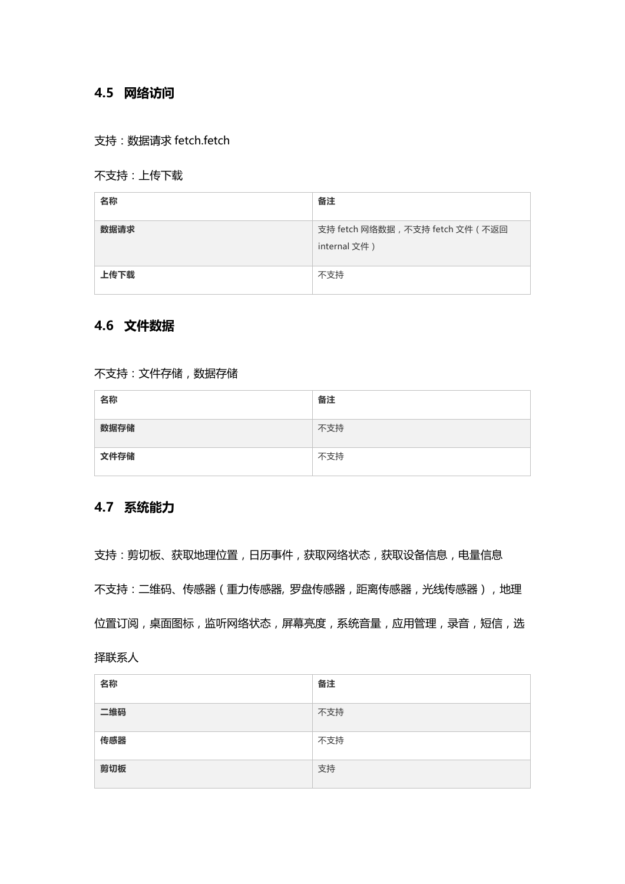## 4.5 网络访问

支持：数据请求 fetch.fetch

不支持：上传下载

| 名称 | 备注 |
| --- | --- |
| **数据请求** | 支持 fetch 网络数据，不支持 fetch 文件（不返回 internal 文件） |
| **上传下载** | 不支持 |

## 4.6 文件数据

不支持：文件存储，数据存储

| 名称 | 备注 |
| --- | --- |
| **数据存储** | 不支持 |
| **文件存储** | 不支持 |

## 4.7 系统能力

支持：剪切板、获取地理位置，日历事件，获取网络状态，获取设备信息，电量信息

不支持：二维码、传感器（重力传感器, 罗盘传感器，距离传感器，光线传感器），地理位置订阅，桌面图标，监听网络状态，屏幕亮度，系统音量，应用管理，录音，短信，选择联系人

| 名称 | 备注 |
| --- | --- |
| **二维码** | 不支持 |
| **传感器** | 不支持 |
| **剪切板** | 支持 |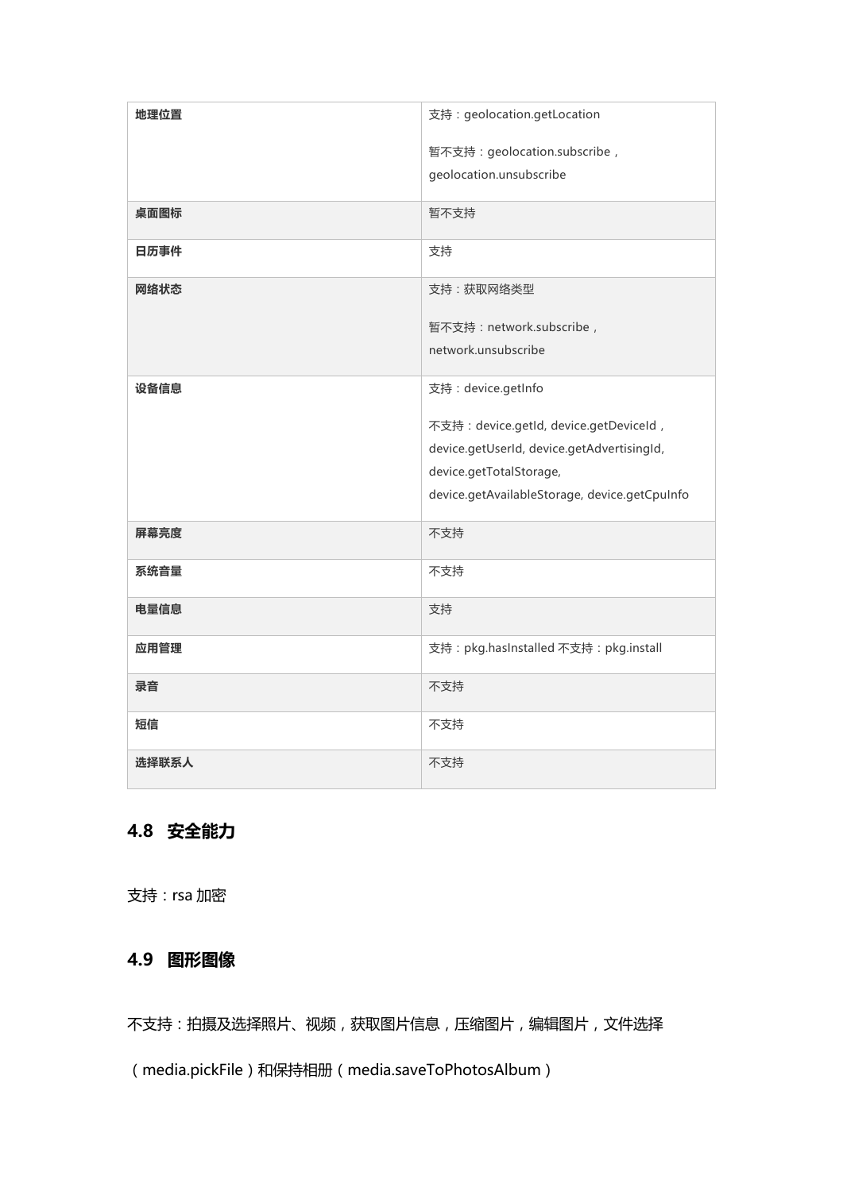| **地理位置** | 支持：geolocation.getLocation<br><br>暂不支持：geolocation.subscribe，geolocation.unsubscribe |
| --- | --- |
| **桌面图标** | 暂不支持 |
| **日历事件** | 支持 |
| **网络状态** | 支持：获取网络类型<br><br>暂不支持：network.subscribe，network.unsubscribe |
| **设备信息** | 支持：device.getInfo<br><br>不支持：device.getId, device.getDeviceId，device.getUserId, device.getAdvertisingId, device.getTotalStorage, device.getAvailableStorage, device.getCpuInfo |
| **屏幕亮度** | 不支持 |
| **系统音量** | 不支持 |
| **电量信息** | 支持 |
| **应用管理** | 支持：pkg.hasInstalled 不支持：pkg.install |
| **录音** | 不支持 |
| **短信** | 不支持 |
| **选择联系人** | 不支持 |

### 4.8 安全能力

支持：rsa 加密

### 4.9 图形图像

不支持：拍摄及选择照片、视频，获取图片信息，压缩图片，编辑图片，文件选择（media.pickFile）和保持相册（media.saveToPhotosAlbum）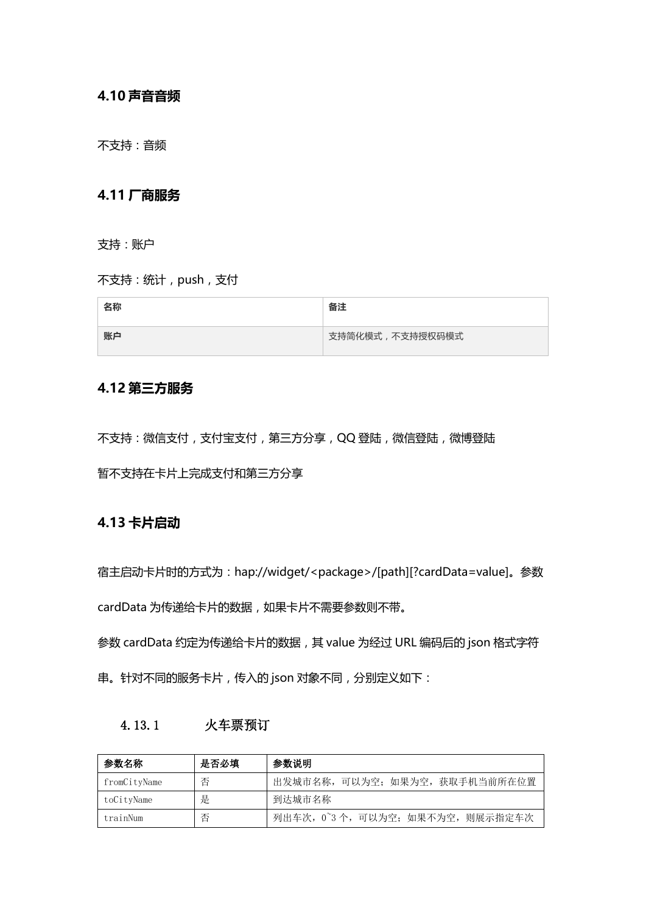## 4.10 声音音频

不支持：音频

## 4.11 厂商服务

支持：账户

不支持：统计，push，支付

| 名称 | 备注 |
| --- | --- |
| 账户 | 支持简化模式，不支持授权码模式 |

## 4.12 第三方服务

不支持：微信支付，支付宝支付，第三方分享，QQ 登陆，微信登陆，微博登陆

暂不支持在卡片上完成支付和第三方分享

## 4.13 卡片启动

宿主启动卡片时的方式为：hap://widget/<package>/[path][?cardData=value]。参数 cardData 为传递给卡片的数据，如果卡片不需要参数则不带。

参数 cardData 约定为传递给卡片的数据，其 value 为经过 URL 编码后的 json 格式字符串。针对不同的服务卡片，传入的 json 对象不同，分别定义如下：

### 4.13.1 火车票预订

| 参数名称 | 是否必填 | 参数说明 |
| --- | --- | --- |
| fromCityName | 否 | 出发城市名称，可以为空；如果为空，获取手机当前所在位置 |
| toCityName | 是 | 到达城市名称 |
| trainNum | 否 | 列出车次，0~3 个，可以为空；如果不为空，则展示指定车次 |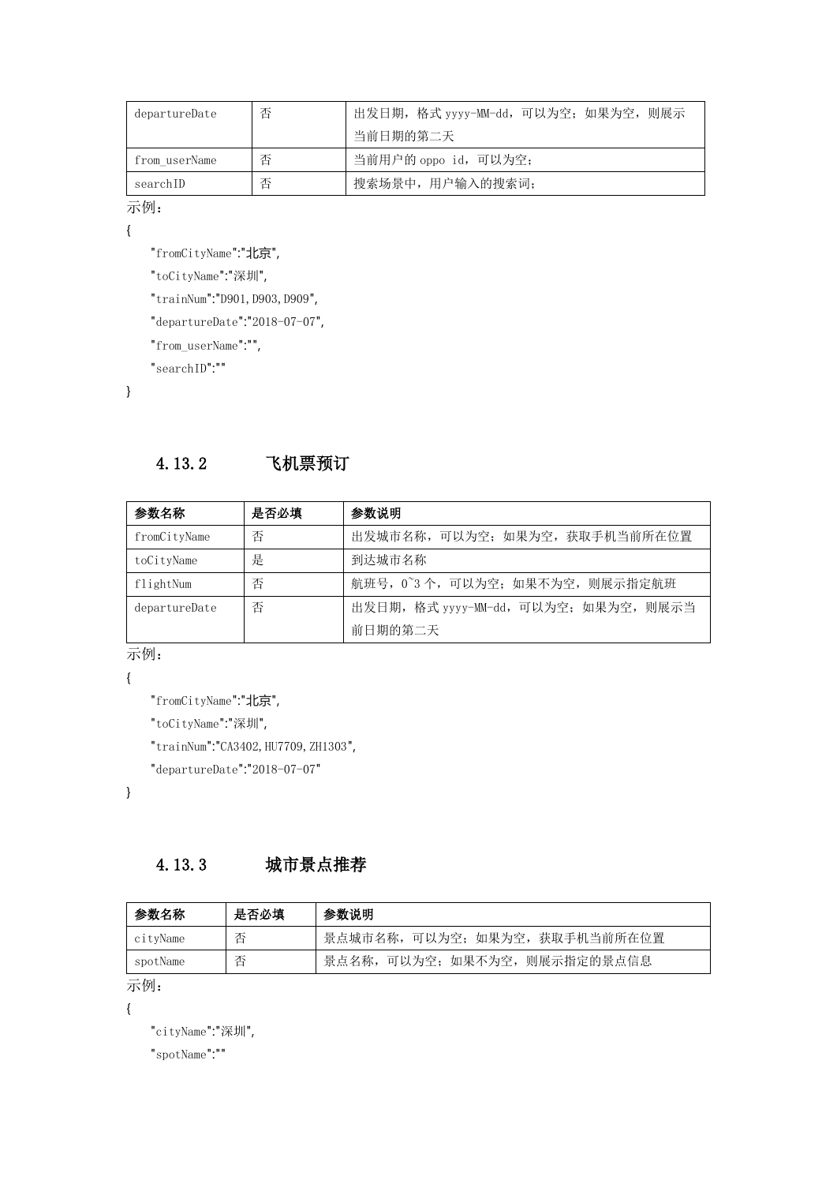| departureDate | 否 | 出发日期，格式 yyyy-MM-dd，可以为空；如果为空，则展示当前日期的第二天 |
| --- | --- | --- |
| from_userName | 否 | 当前用户的 oppo id，可以为空； |
| searchID | 否 | 搜索场景中，用户输入的搜索词； |

示例：

```
{
    "fromCityName":"北京",
    "toCityName":"深圳",
    "trainNum":"D901,D903,D909",
    "departureDate":"2018-07-07",
    "from_userName":"",
    "searchID":""
}
```

### 4.13.2 飞机票预订

| 参数名称 | 是否必填 | 参数说明 |
| --- | --- | --- |
| fromCityName | 否 | 出发城市名称，可以为空；如果为空，获取手机当前所在位置 |
| toCityName | 是 | 到达城市名称 |
| flightNum | 否 | 航班号，0~3 个，可以为空；如果不为空，则展示指定航班 |
| departureDate | 否 | 出发日期，格式 yyyy-MM-dd，可以为空；如果为空，则展示当前日期的第二天 |

示例：

```
{
    "fromCityName":"北京",
    "toCityName":"深圳",
    "trainNum":"CA3402,HU7709,ZH1303",
    "departureDate":"2018-07-07"
}
```

### 4.13.3 城市景点推荐

| 参数名称 | 是否必填 | 参数说明 |
| --- | --- | --- |
| cityName | 否 | 景点城市名称，可以为空；如果为空，获取手机当前所在位置 |
| spotName | 否 | 景点名称，可以为空；如果不为空，则展示指定的景点信息 |

示例：

```
{
    "cityName":"深圳",
    "spotName":""
```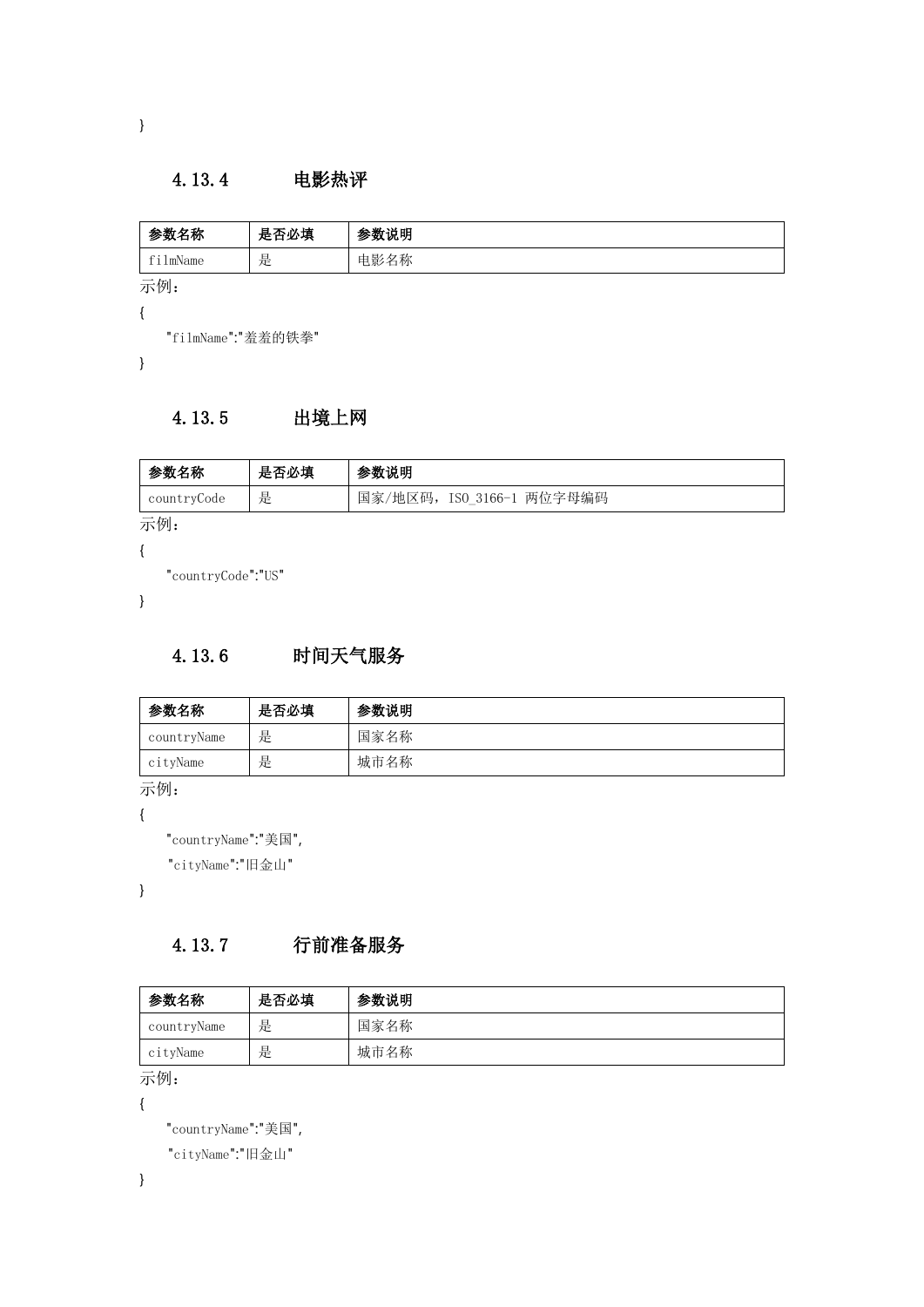}

### 4.13.4 电影热评

| 参数名称 | 是否必填 | 参数说明 |
| --- | --- | --- |
| filmName | 是 | 电影名称 |

示例：

```
{
    "filmName":"羞羞的铁拳"
}
```

### 4.13.5 出境上网

| 参数名称 | 是否必填 | 参数说明 |
| --- | --- | --- |
| countryCode | 是 | 国家/地区码，ISO_3166-1 两位字母编码 |

示例：

```
{
    "countryCode":"US"
}
```

### 4.13.6 时间天气服务

| 参数名称 | 是否必填 | 参数说明 |
| --- | --- | --- |
| countryName | 是 | 国家名称 |
| cityName | 是 | 城市名称 |

示例：

```
{
    "countryName":"美国",
    "cityName":"旧金山"
}
```

### 4.13.7 行前准备服务

| 参数名称 | 是否必填 | 参数说明 |
| --- | --- | --- |
| countryName | 是 | 国家名称 |
| cityName | 是 | 城市名称 |

示例：

```
{
    "countryName":"美国",
    "cityName":"旧金山"
}
```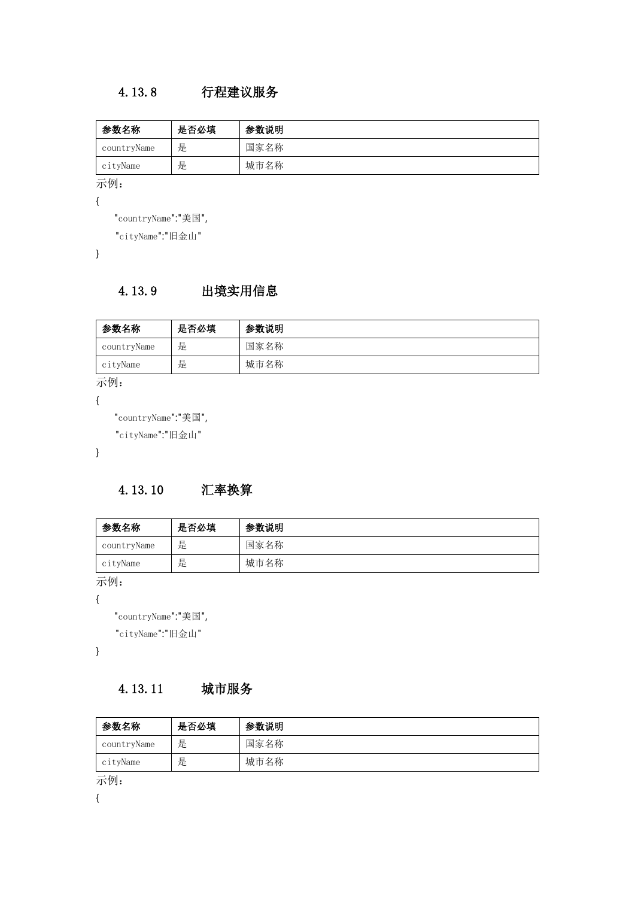### 4.13.8 行程建议服务

| 参数名称 | 是否必填 | 参数说明 |
| --- | --- | --- |
| countryName | 是 | 国家名称 |
| cityName | 是 | 城市名称 |

示例：

```
{
    "countryName":"美国",
    "cityName":"旧金山"
}
```

### 4.13.9 出境实用信息

| 参数名称 | 是否必填 | 参数说明 |
| --- | --- | --- |
| countryName | 是 | 国家名称 |
| cityName | 是 | 城市名称 |

示例：

```
{
    "countryName":"美国",
    "cityName":"旧金山"
}
```

### 4.13.10 汇率换算

| 参数名称 | 是否必填 | 参数说明 |
| --- | --- | --- |
| countryName | 是 | 国家名称 |
| cityName | 是 | 城市名称 |

示例：

```
{
    "countryName":"美国",
    "cityName":"旧金山"
}
```

### 4.13.11 城市服务

| 参数名称 | 是否必填 | 参数说明 |
| --- | --- | --- |
| countryName | 是 | 国家名称 |
| cityName | 是 | 城市名称 |

示例：

```
{
```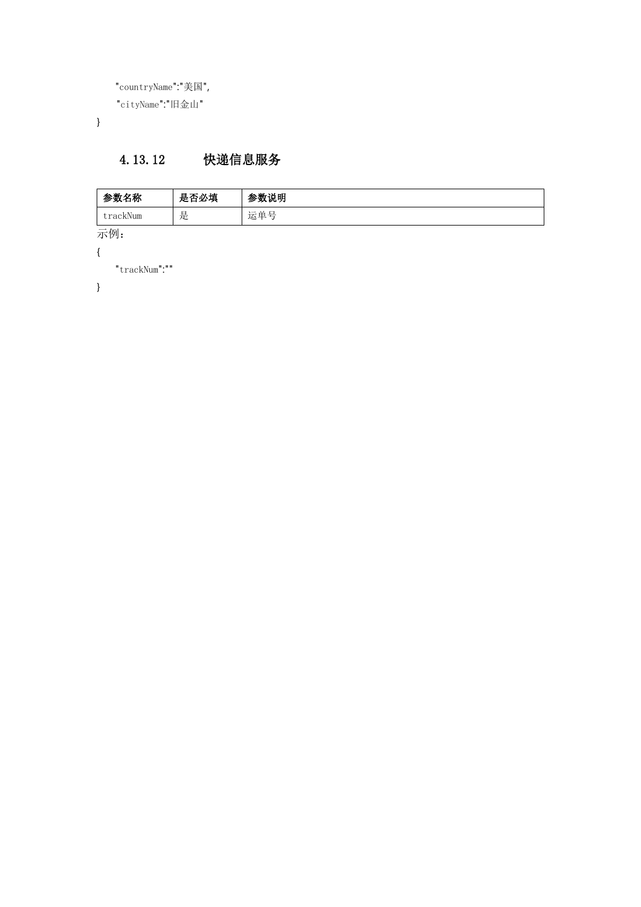```
    "countryName":"美国",
    "cityName":"旧金山"
}
```

#### 4.13.12 快递信息服务

| 参数名称 | 是否必填 | 参数说明 |
| --- | --- | --- |
| trackNum | 是 | 运单号 |

示例：

```
{
    "trackNum":""
}
```